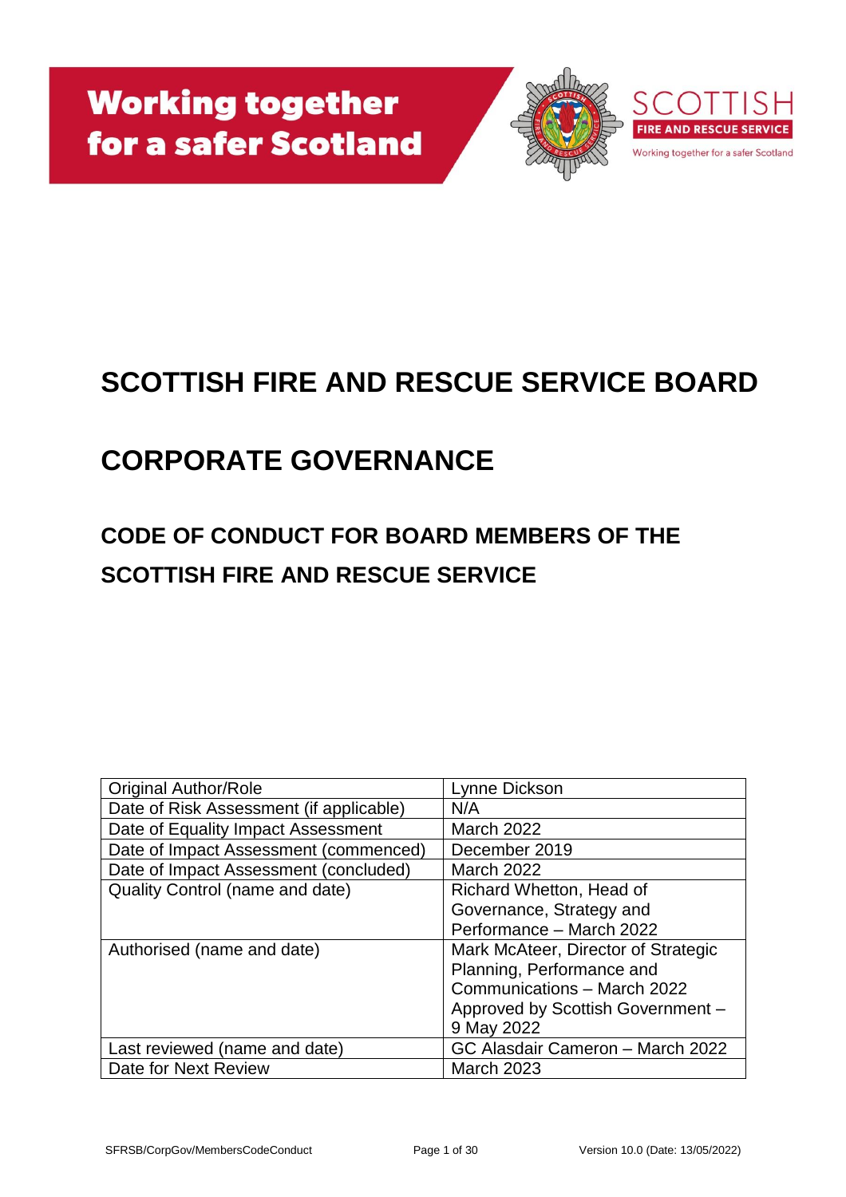**Working together for a safer Scotland**

SCOTTISH FIRE AND RESCUE SERVICE

Working together for a safer Scotland

# SCOTTISH FIRE AND RESCUE SERVICE BOARD

# CORPORATE GOVERNANCE

## CODE OF CONDUCT FOR BOARD MEMBERS OF THE SCOTTISH FIRE AND RESCUE SERVICE

| Original Author/Role | Lynne Dickson |
|---|---|
| Date of Risk Assessment (if applicable) | N/A |
| Date of Equality Impact Assessment | March 2022 |
| Date of Impact Assessment (commenced) | December 2019 |
| Date of Impact Assessment (concluded) | March 2022 |
| Quality Control (name and date) | Richard Whetton, Head of Governance, Strategy and Performance – March 2022 |
| Authorised (name and date) | Mark McAteer, Director of Strategic Planning, Performance and Communications – March 2022<br>Approved by Scottish Government – 9 May 2022 |
| Last reviewed (name and date) | GC Alasdair Cameron – March 2022 |
| Date for Next Review | March 2023 |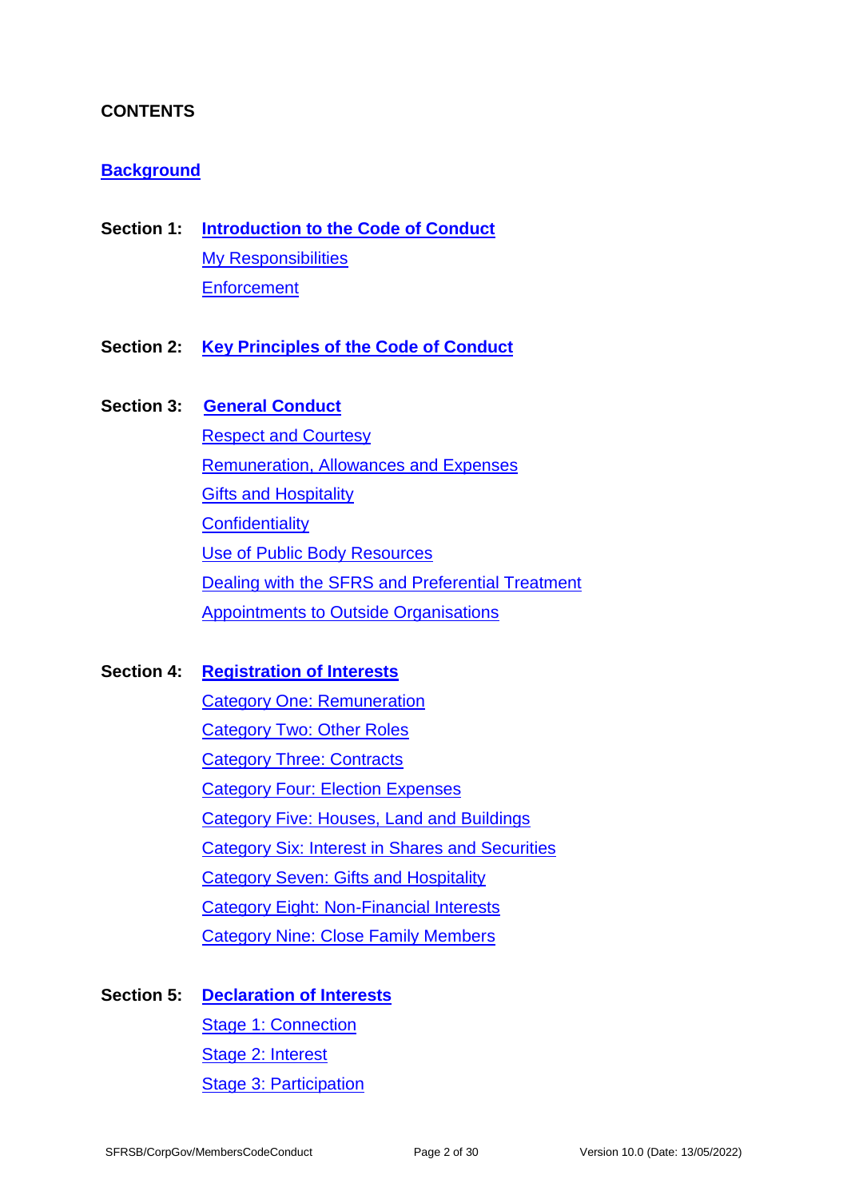**CONTENTS**

**Background**

**Section 1:** **Introduction to the Code of Conduct**
- My Responsibilities
- Enforcement

**Section 2:** **Key Principles of the Code of Conduct**

**Section 3:** **General Conduct**
- Respect and Courtesy
- Remuneration, Allowances and Expenses
- Gifts and Hospitality
- Confidentiality
- Use of Public Body Resources
- Dealing with the SFRS and Preferential Treatment
- Appointments to Outside Organisations

**Section 4:** **Registration of Interests**
- Category One: Remuneration
- Category Two: Other Roles
- Category Three: Contracts
- Category Four: Election Expenses
- Category Five: Houses, Land and Buildings
- Category Six: Interest in Shares and Securities
- Category Seven: Gifts and Hospitality
- Category Eight: Non-Financial Interests
- Category Nine: Close Family Members

**Section 5:** **Declaration of Interests**
- Stage 1: Connection
- Stage 2: Interest
- Stage 3: Participation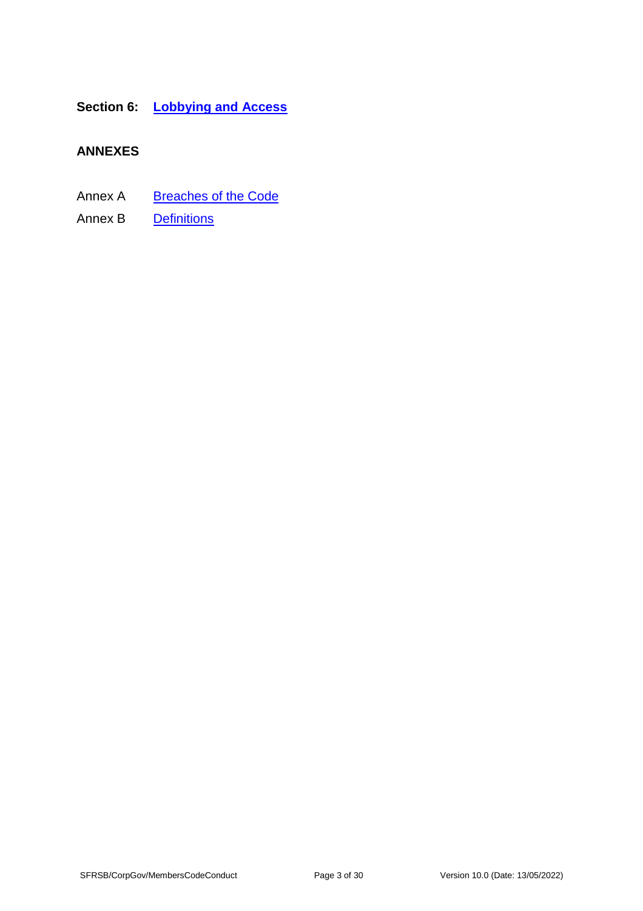**Section 6: Lobbying and Access**

**ANNEXES**

Annex A Breaches of the Code

Annex B Definitions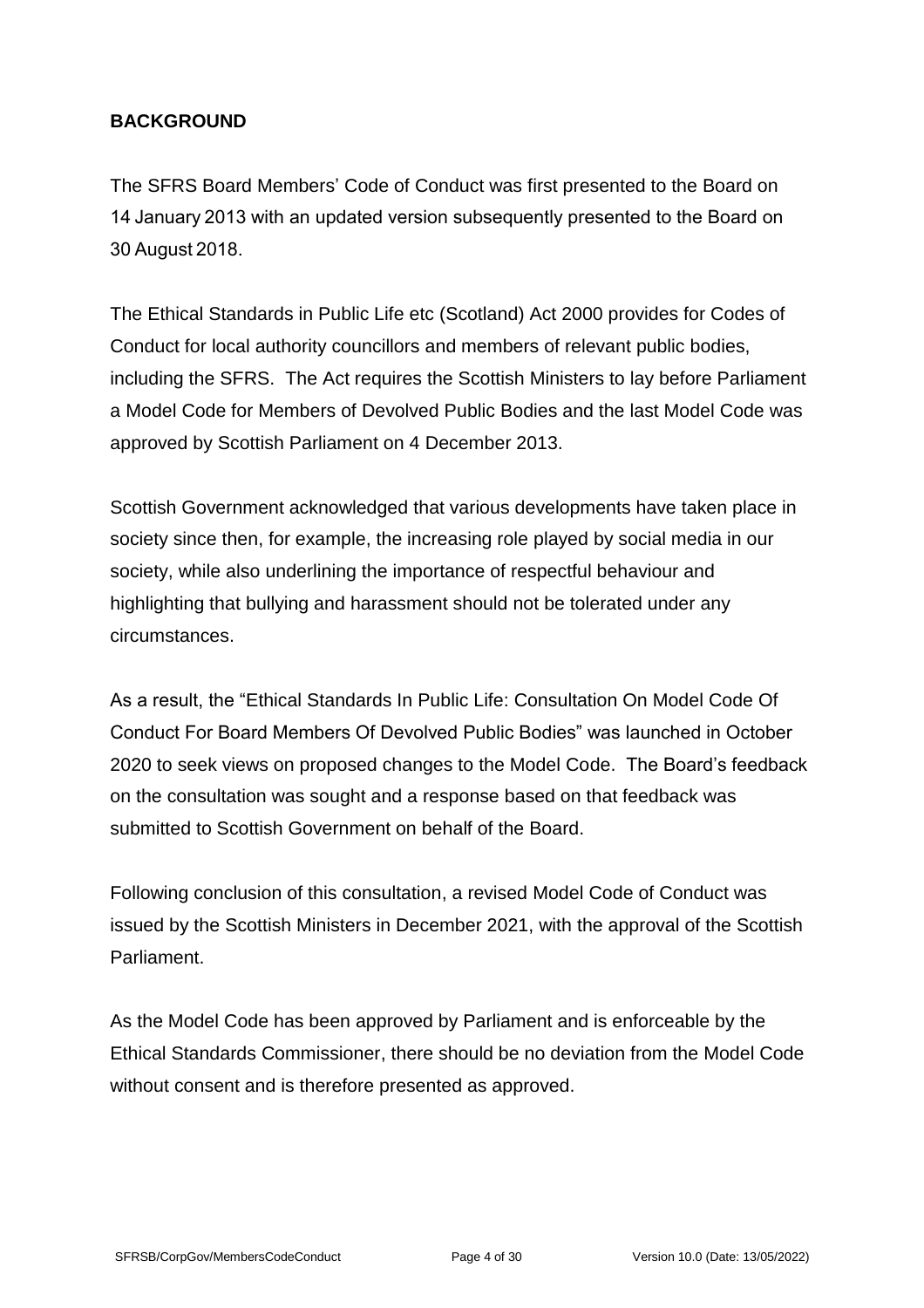## BACKGROUND

The SFRS Board Members' Code of Conduct was first presented to the Board on 14 January 2013 with an updated version subsequently presented to the Board on 30 August 2018.

The Ethical Standards in Public Life etc (Scotland) Act 2000 provides for Codes of Conduct for local authority councillors and members of relevant public bodies, including the SFRS. The Act requires the Scottish Ministers to lay before Parliament a Model Code for Members of Devolved Public Bodies and the last Model Code was approved by Scottish Parliament on 4 December 2013.

Scottish Government acknowledged that various developments have taken place in society since then, for example, the increasing role played by social media in our society, while also underlining the importance of respectful behaviour and highlighting that bullying and harassment should not be tolerated under any circumstances.

As a result, the "Ethical Standards In Public Life: Consultation On Model Code Of Conduct For Board Members Of Devolved Public Bodies" was launched in October 2020 to seek views on proposed changes to the Model Code. The Board's feedback on the consultation was sought and a response based on that feedback was submitted to Scottish Government on behalf of the Board.

Following conclusion of this consultation, a revised Model Code of Conduct was issued by the Scottish Ministers in December 2021, with the approval of the Scottish Parliament.

As the Model Code has been approved by Parliament and is enforceable by the Ethical Standards Commissioner, there should be no deviation from the Model Code without consent and is therefore presented as approved.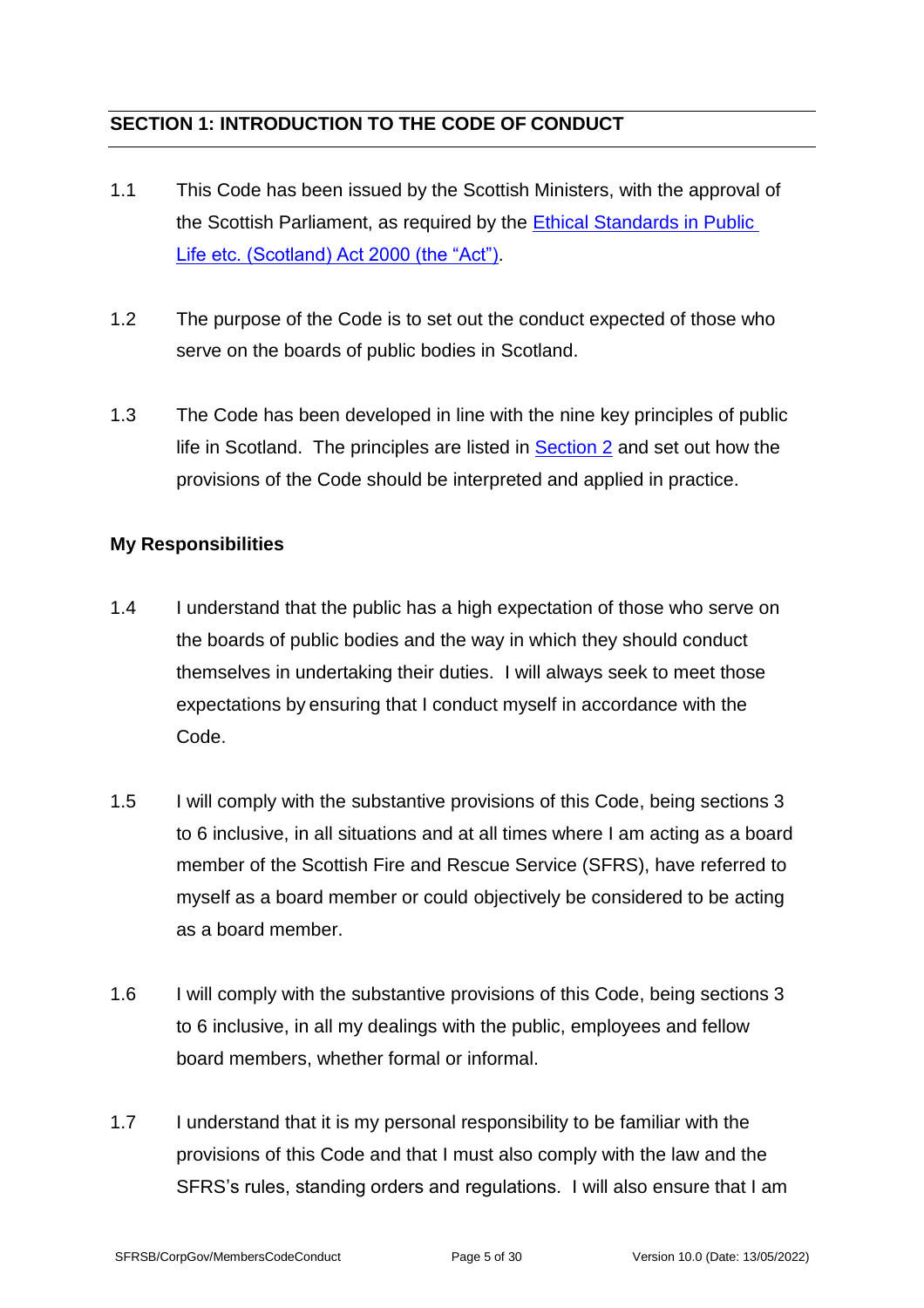## SECTION 1: INTRODUCTION TO THE CODE OF CONDUCT

1.1 This Code has been issued by the Scottish Ministers, with the approval of the Scottish Parliament, as required by the [Ethical Standards in Public Life etc. (Scotland) Act 2000 (the "Act")](#).

1.2 The purpose of the Code is to set out the conduct expected of those who serve on the boards of public bodies in Scotland.

1.3 The Code has been developed in line with the nine key principles of public life in Scotland. The principles are listed in [Section 2](#) and set out how the provisions of the Code should be interpreted and applied in practice.

### My Responsibilities

1.4 I understand that the public has a high expectation of those who serve on the boards of public bodies and the way in which they should conduct themselves in undertaking their duties. I will always seek to meet those expectations by ensuring that I conduct myself in accordance with the Code.

1.5 I will comply with the substantive provisions of this Code, being sections 3 to 6 inclusive, in all situations and at all times where I am acting as a board member of the Scottish Fire and Rescue Service (SFRS), have referred to myself as a board member or could objectively be considered to be acting as a board member.

1.6 I will comply with the substantive provisions of this Code, being sections 3 to 6 inclusive, in all my dealings with the public, employees and fellow board members, whether formal or informal.

1.7 I understand that it is my personal responsibility to be familiar with the provisions of this Code and that I must also comply with the law and the SFRS's rules, standing orders and regulations. I will also ensure that I am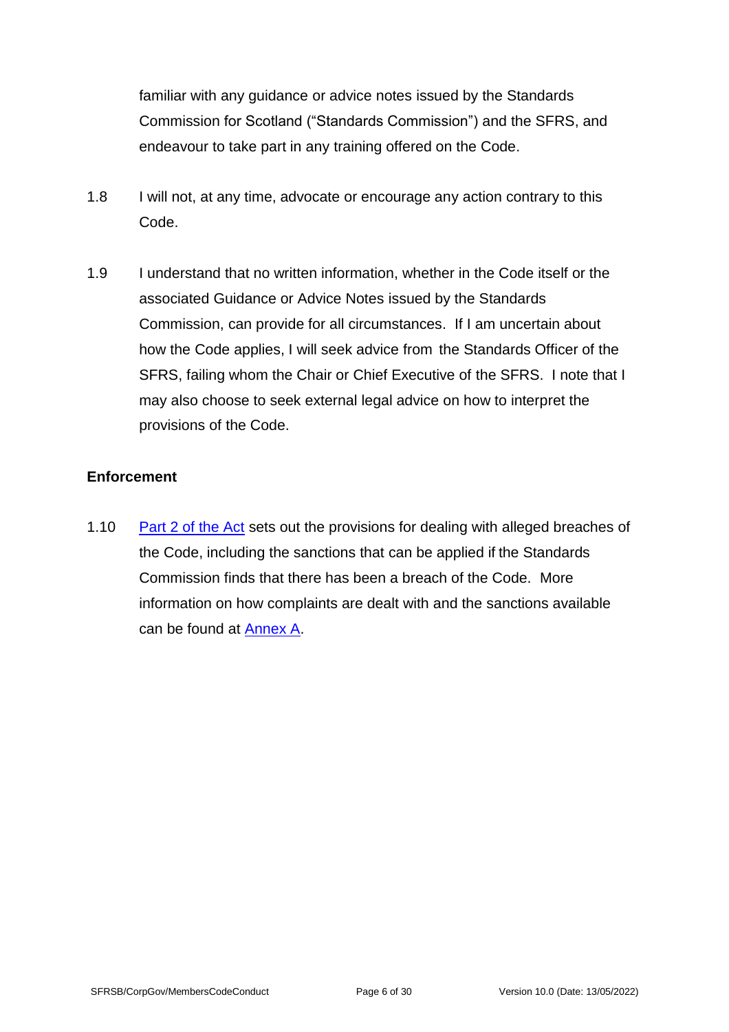familiar with any guidance or advice notes issued by the Standards Commission for Scotland ("Standards Commission") and the SFRS, and endeavour to take part in any training offered on the Code.

1.8 I will not, at any time, advocate or encourage any action contrary to this Code.

1.9 I understand that no written information, whether in the Code itself or the associated Guidance or Advice Notes issued by the Standards Commission, can provide for all circumstances. If I am uncertain about how the Code applies, I will seek advice from the Standards Officer of the SFRS, failing whom the Chair or Chief Executive of the SFRS. I note that I may also choose to seek external legal advice on how to interpret the provisions of the Code.

**Enforcement**

1.10 Part 2 of the Act sets out the provisions for dealing with alleged breaches of the Code, including the sanctions that can be applied if the Standards Commission finds that there has been a breach of the Code. More information on how complaints are dealt with and the sanctions available can be found at Annex A.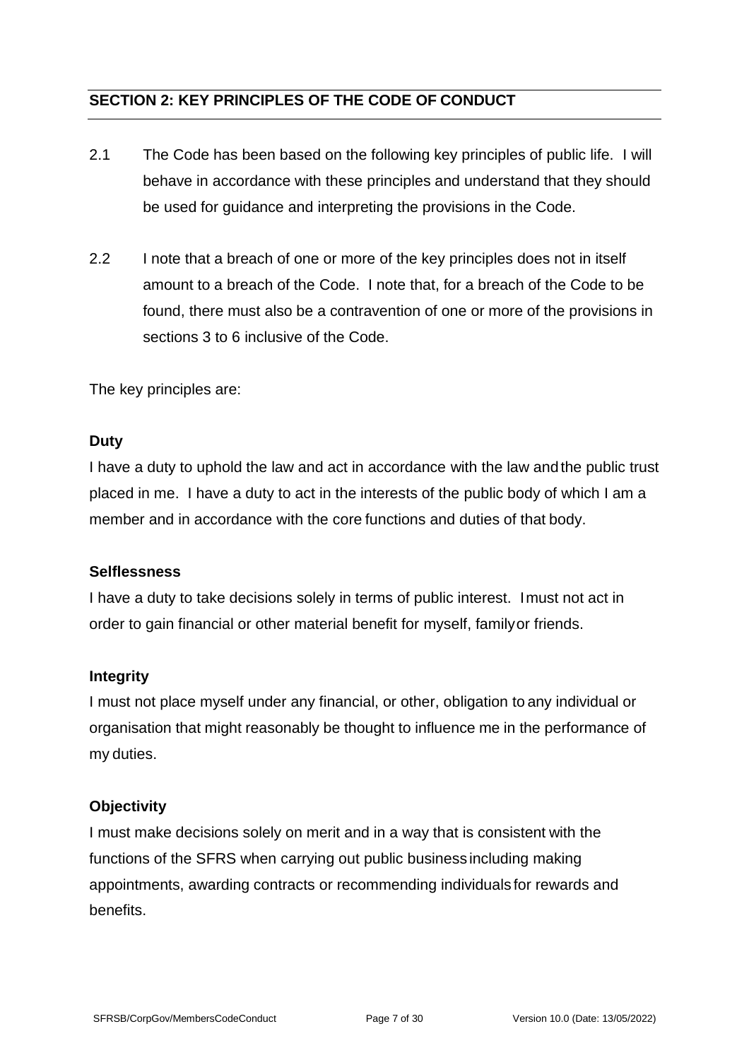## SECTION 2: KEY PRINCIPLES OF THE CODE OF CONDUCT

2.1 The Code has been based on the following key principles of public life. I will behave in accordance with these principles and understand that they should be used for guidance and interpreting the provisions in the Code.

2.2 I note that a breach of one or more of the key principles does not in itself amount to a breach of the Code. I note that, for a breach of the Code to be found, there must also be a contravention of one or more of the provisions in sections 3 to 6 inclusive of the Code.

The key principles are:

**Duty**

I have a duty to uphold the law and act in accordance with the law and the public trust placed in me. I have a duty to act in the interests of the public body of which I am a member and in accordance with the core functions and duties of that body.

**Selflessness**

I have a duty to take decisions solely in terms of public interest. I must not act in order to gain financial or other material benefit for myself, family or friends.

**Integrity**

I must not place myself under any financial, or other, obligation to any individual or organisation that might reasonably be thought to influence me in the performance of my duties.

**Objectivity**

I must make decisions solely on merit and in a way that is consistent with the functions of the SFRS when carrying out public business including making appointments, awarding contracts or recommending individuals for rewards and benefits.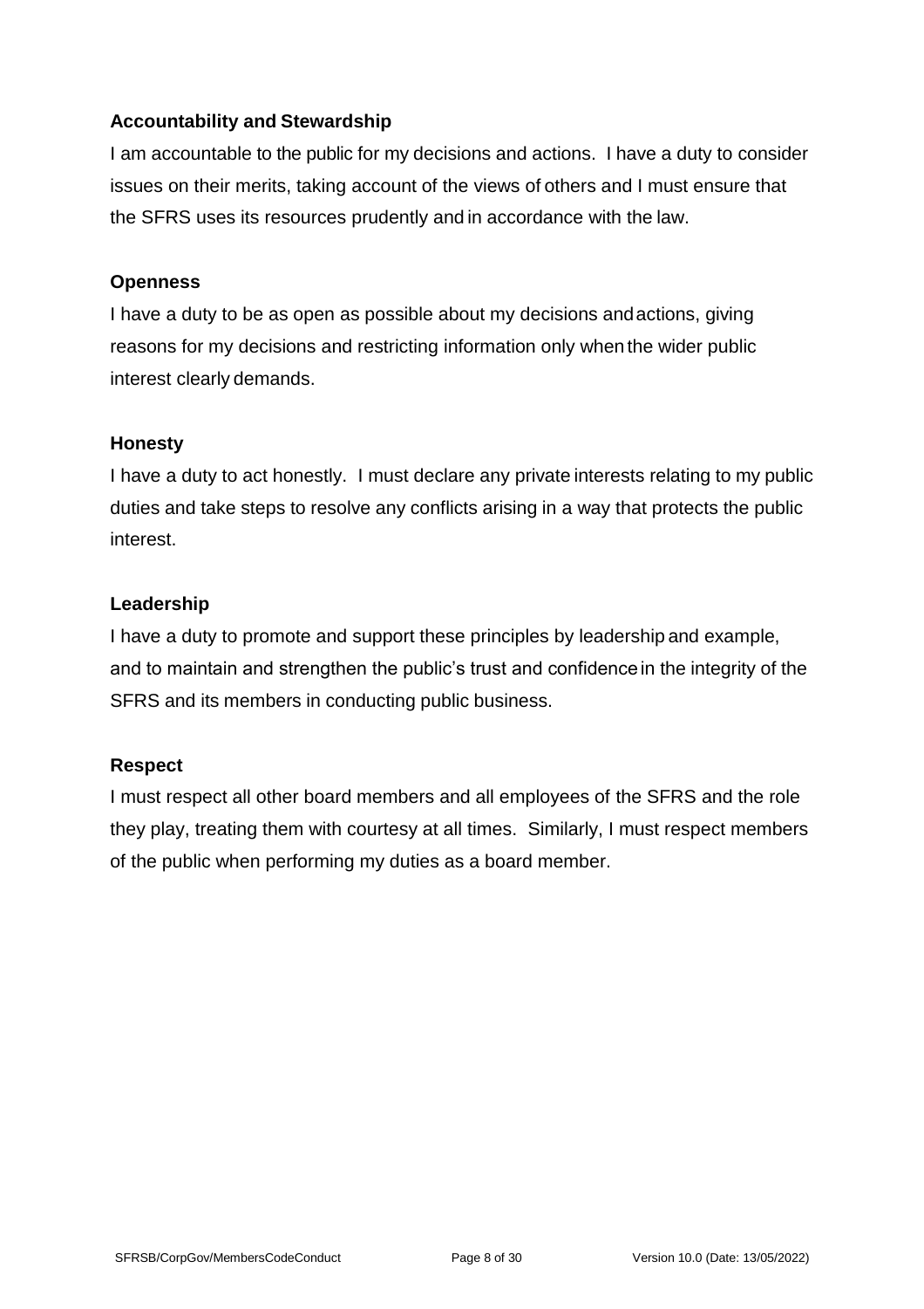**Accountability and Stewardship**

I am accountable to the public for my decisions and actions. I have a duty to consider issues on their merits, taking account of the views of others and I must ensure that the SFRS uses its resources prudently and in accordance with the law.

**Openness**

I have a duty to be as open as possible about my decisions and actions, giving reasons for my decisions and restricting information only when the wider public interest clearly demands.

**Honesty**

I have a duty to act honestly. I must declare any private interests relating to my public duties and take steps to resolve any conflicts arising in a way that protects the public interest.

**Leadership**

I have a duty to promote and support these principles by leadership and example, and to maintain and strengthen the public's trust and confidence in the integrity of the SFRS and its members in conducting public business.

**Respect**

I must respect all other board members and all employees of the SFRS and the role they play, treating them with courtesy at all times. Similarly, I must respect members of the public when performing my duties as a board member.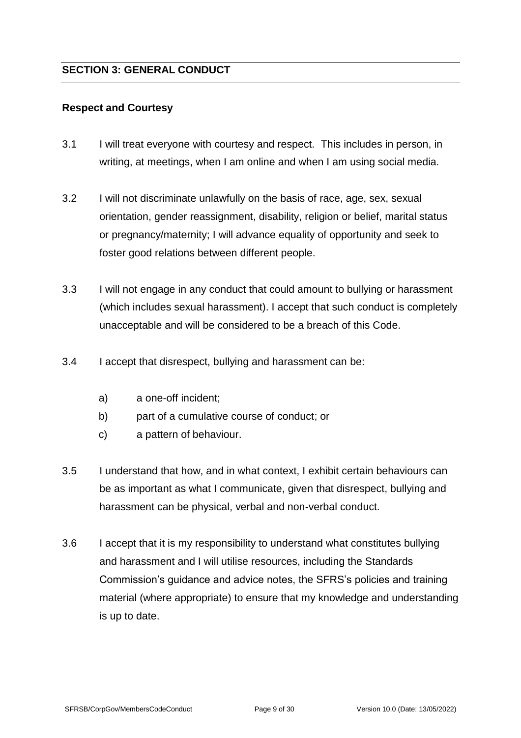## SECTION 3: GENERAL CONDUCT

### Respect and Courtesy

3.1 I will treat everyone with courtesy and respect. This includes in person, in writing, at meetings, when I am online and when I am using social media.

3.2 I will not discriminate unlawfully on the basis of race, age, sex, sexual orientation, gender reassignment, disability, religion or belief, marital status or pregnancy/maternity; I will advance equality of opportunity and seek to foster good relations between different people.

3.3 I will not engage in any conduct that could amount to bullying or harassment (which includes sexual harassment). I accept that such conduct is completely unacceptable and will be considered to be a breach of this Code.

3.4 I accept that disrespect, bullying and harassment can be:

a) a one-off incident;
b) part of a cumulative course of conduct; or
c) a pattern of behaviour.

3.5 I understand that how, and in what context, I exhibit certain behaviours can be as important as what I communicate, given that disrespect, bullying and harassment can be physical, verbal and non-verbal conduct.

3.6 I accept that it is my responsibility to understand what constitutes bullying and harassment and I will utilise resources, including the Standards Commission's guidance and advice notes, the SFRS's policies and training material (where appropriate) to ensure that my knowledge and understanding is up to date.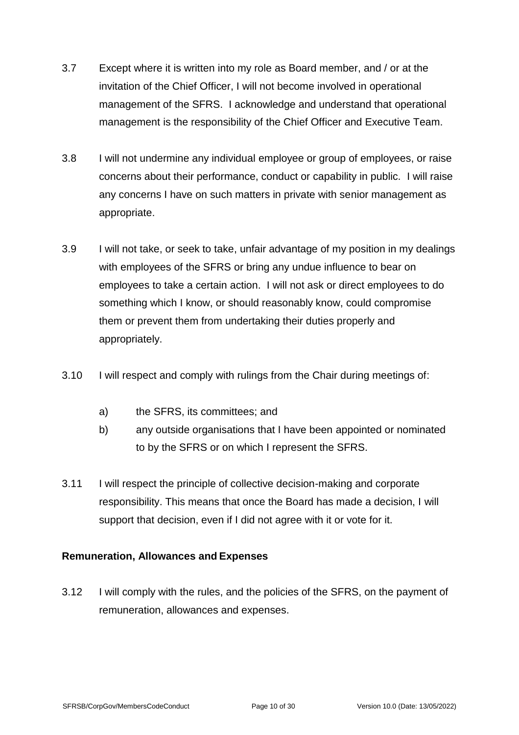3.7 Except where it is written into my role as Board member, and / or at the invitation of the Chief Officer, I will not become involved in operational management of the SFRS. I acknowledge and understand that operational management is the responsibility of the Chief Officer and Executive Team.

3.8 I will not undermine any individual employee or group of employees, or raise concerns about their performance, conduct or capability in public. I will raise any concerns I have on such matters in private with senior management as appropriate.

3.9 I will not take, or seek to take, unfair advantage of my position in my dealings with employees of the SFRS or bring any undue influence to bear on employees to take a certain action. I will not ask or direct employees to do something which I know, or should reasonably know, could compromise them or prevent them from undertaking their duties properly and appropriately.

3.10 I will respect and comply with rulings from the Chair during meetings of:

a) the SFRS, its committees; and

b) any outside organisations that I have been appointed or nominated to by the SFRS or on which I represent the SFRS.

3.11 I will respect the principle of collective decision-making and corporate responsibility. This means that once the Board has made a decision, I will support that decision, even if I did not agree with it or vote for it.

**Remuneration, Allowances and Expenses**

3.12 I will comply with the rules, and the policies of the SFRS, on the payment of remuneration, allowances and expenses.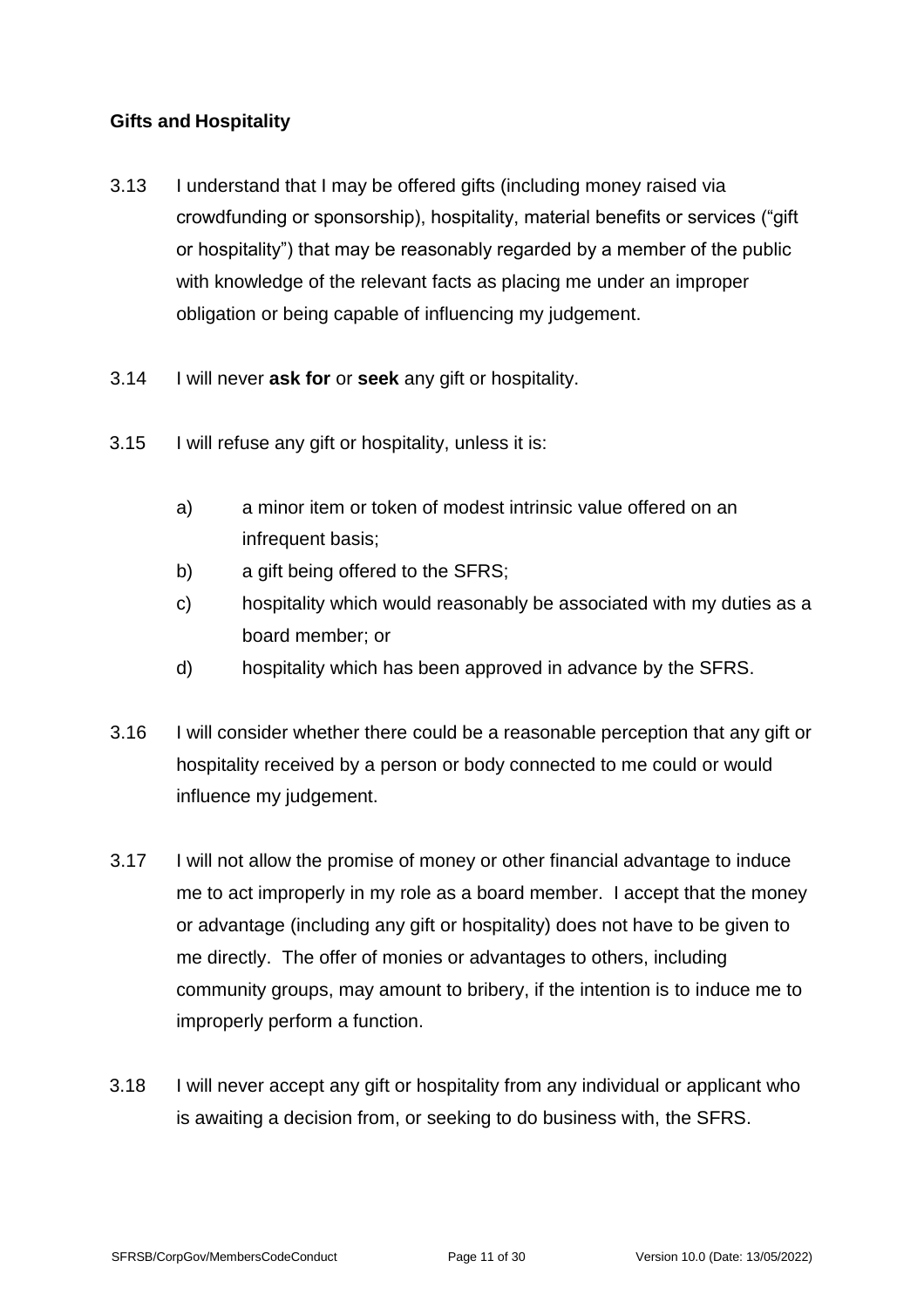**Gifts and Hospitality**

3.13 I understand that I may be offered gifts (including money raised via crowdfunding or sponsorship), hospitality, material benefits or services ("gift or hospitality") that may be reasonably regarded by a member of the public with knowledge of the relevant facts as placing me under an improper obligation or being capable of influencing my judgement.

3.14 I will never **ask for** or **seek** any gift or hospitality.

3.15 I will refuse any gift or hospitality, unless it is:

a) a minor item or token of modest intrinsic value offered on an infrequent basis;
b) a gift being offered to the SFRS;
c) hospitality which would reasonably be associated with my duties as a board member; or
d) hospitality which has been approved in advance by the SFRS.

3.16 I will consider whether there could be a reasonable perception that any gift or hospitality received by a person or body connected to me could or would influence my judgement.

3.17 I will not allow the promise of money or other financial advantage to induce me to act improperly in my role as a board member. I accept that the money or advantage (including any gift or hospitality) does not have to be given to me directly. The offer of monies or advantages to others, including community groups, may amount to bribery, if the intention is to induce me to improperly perform a function.

3.18 I will never accept any gift or hospitality from any individual or applicant who is awaiting a decision from, or seeking to do business with, the SFRS.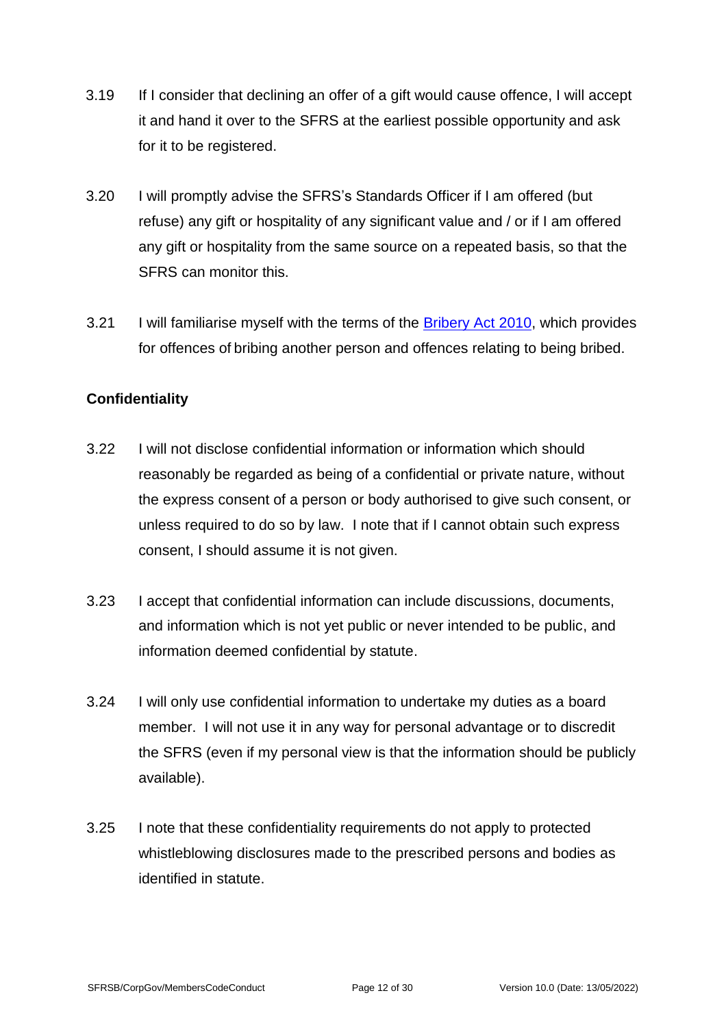3.19 If I consider that declining an offer of a gift would cause offence, I will accept it and hand it over to the SFRS at the earliest possible opportunity and ask for it to be registered.

3.20 I will promptly advise the SFRS's Standards Officer if I am offered (but refuse) any gift or hospitality of any significant value and / or if I am offered any gift or hospitality from the same source on a repeated basis, so that the SFRS can monitor this.

3.21 I will familiarise myself with the terms of the [Bribery Act 2010](), which provides for offences of bribing another person and offences relating to being bribed.

**Confidentiality**

3.22 I will not disclose confidential information or information which should reasonably be regarded as being of a confidential or private nature, without the express consent of a person or body authorised to give such consent, or unless required to do so by law. I note that if I cannot obtain such express consent, I should assume it is not given.

3.23 I accept that confidential information can include discussions, documents, and information which is not yet public or never intended to be public, and information deemed confidential by statute.

3.24 I will only use confidential information to undertake my duties as a board member. I will not use it in any way for personal advantage or to discredit the SFRS (even if my personal view is that the information should be publicly available).

3.25 I note that these confidentiality requirements do not apply to protected whistleblowing disclosures made to the prescribed persons and bodies as identified in statute.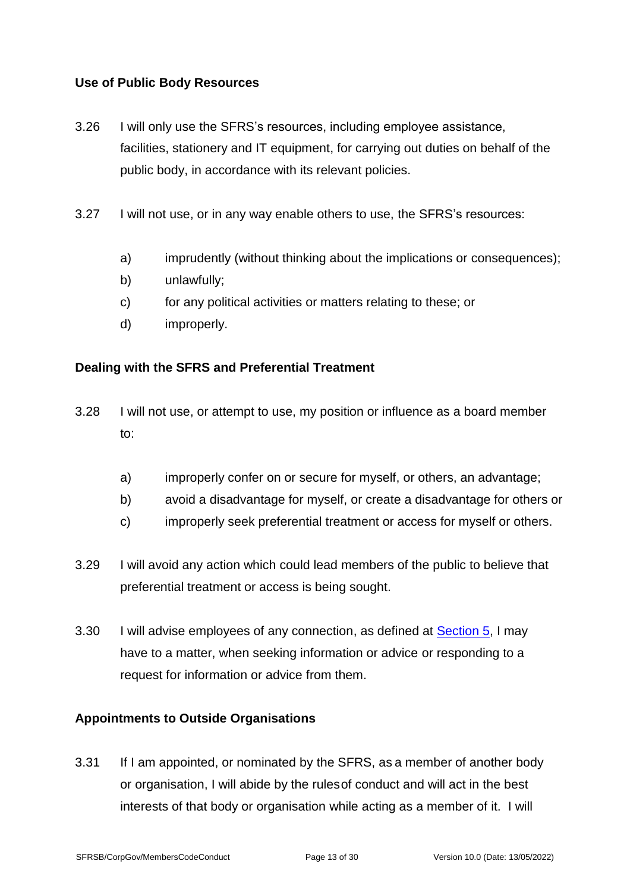### Use of Public Body Resources

3.26 I will only use the SFRS's resources, including employee assistance, facilities, stationery and IT equipment, for carrying out duties on behalf of the public body, in accordance with its relevant policies.

3.27 I will not use, or in any way enable others to use, the SFRS's resources:

a) imprudently (without thinking about the implications or consequences);
b) unlawfully;
c) for any political activities or matters relating to these; or
d) improperly.

### Dealing with the SFRS and Preferential Treatment

3.28 I will not use, or attempt to use, my position or influence as a board member to:

a) improperly confer on or secure for myself, or others, an advantage;
b) avoid a disadvantage for myself, or create a disadvantage for others or
c) improperly seek preferential treatment or access for myself or others.

3.29 I will avoid any action which could lead members of the public to believe that preferential treatment or access is being sought.

3.30 I will advise employees of any connection, as defined at Section 5, I may have to a matter, when seeking information or advice or responding to a request for information or advice from them.

### Appointments to Outside Organisations

3.31 If I am appointed, or nominated by the SFRS, as a member of another body or organisation, I will abide by the rules of conduct and will act in the best interests of that body or organisation while acting as a member of it. I will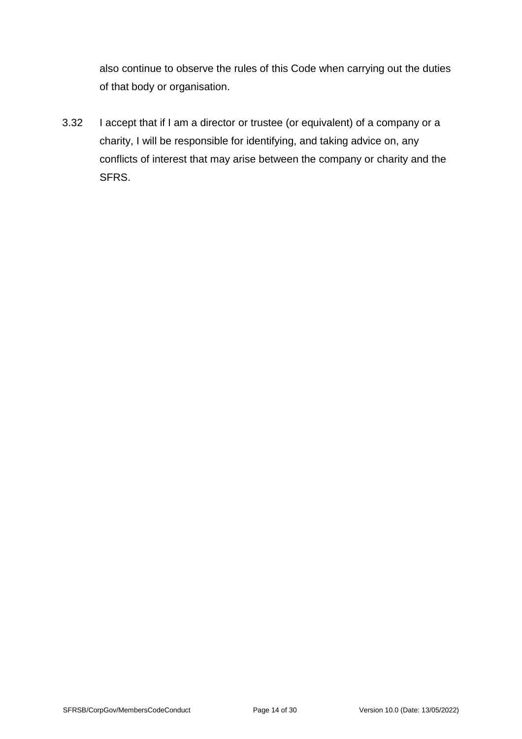also continue to observe the rules of this Code when carrying out the duties of that body or organisation.

3.32 I accept that if I am a director or trustee (or equivalent) of a company or a charity, I will be responsible for identifying, and taking advice on, any conflicts of interest that may arise between the company or charity and the SFRS.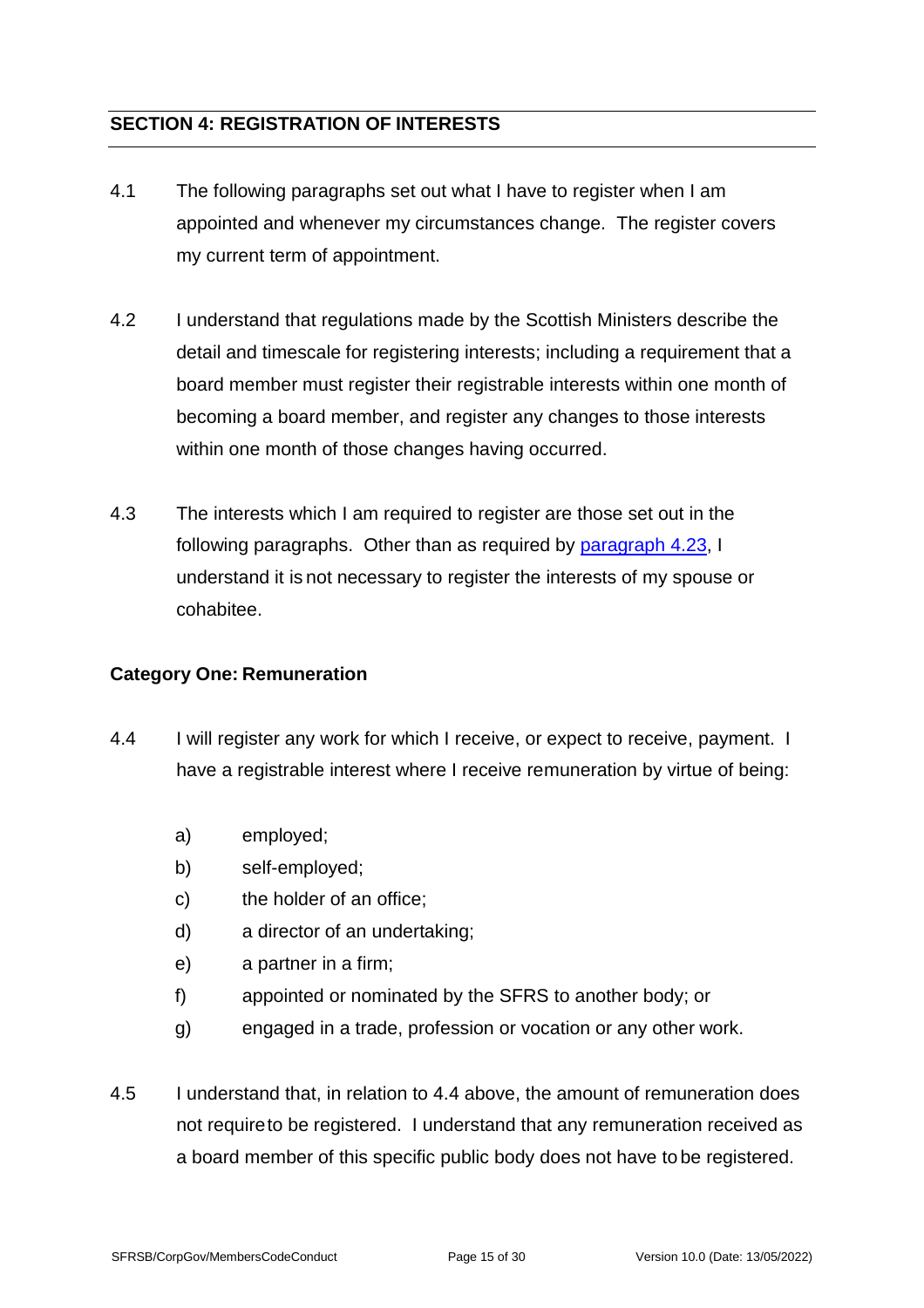## SECTION 4: REGISTRATION OF INTERESTS

4.1 The following paragraphs set out what I have to register when I am appointed and whenever my circumstances change. The register covers my current term of appointment.

4.2 I understand that regulations made by the Scottish Ministers describe the detail and timescale for registering interests; including a requirement that a board member must register their registrable interests within one month of becoming a board member, and register any changes to those interests within one month of those changes having occurred.

4.3 The interests which I am required to register are those set out in the following paragraphs. Other than as required by paragraph 4.23, I understand it is not necessary to register the interests of my spouse or cohabitee.

### Category One: Remuneration

4.4 I will register any work for which I receive, or expect to receive, payment. I have a registrable interest where I receive remuneration by virtue of being:

a) employed;
b) self-employed;
c) the holder of an office;
d) a director of an undertaking;
e) a partner in a firm;
f) appointed or nominated by the SFRS to another body; or
g) engaged in a trade, profession or vocation or any other work.

4.5 I understand that, in relation to 4.4 above, the amount of remuneration does not require to be registered. I understand that any remuneration received as a board member of this specific public body does not have to be registered.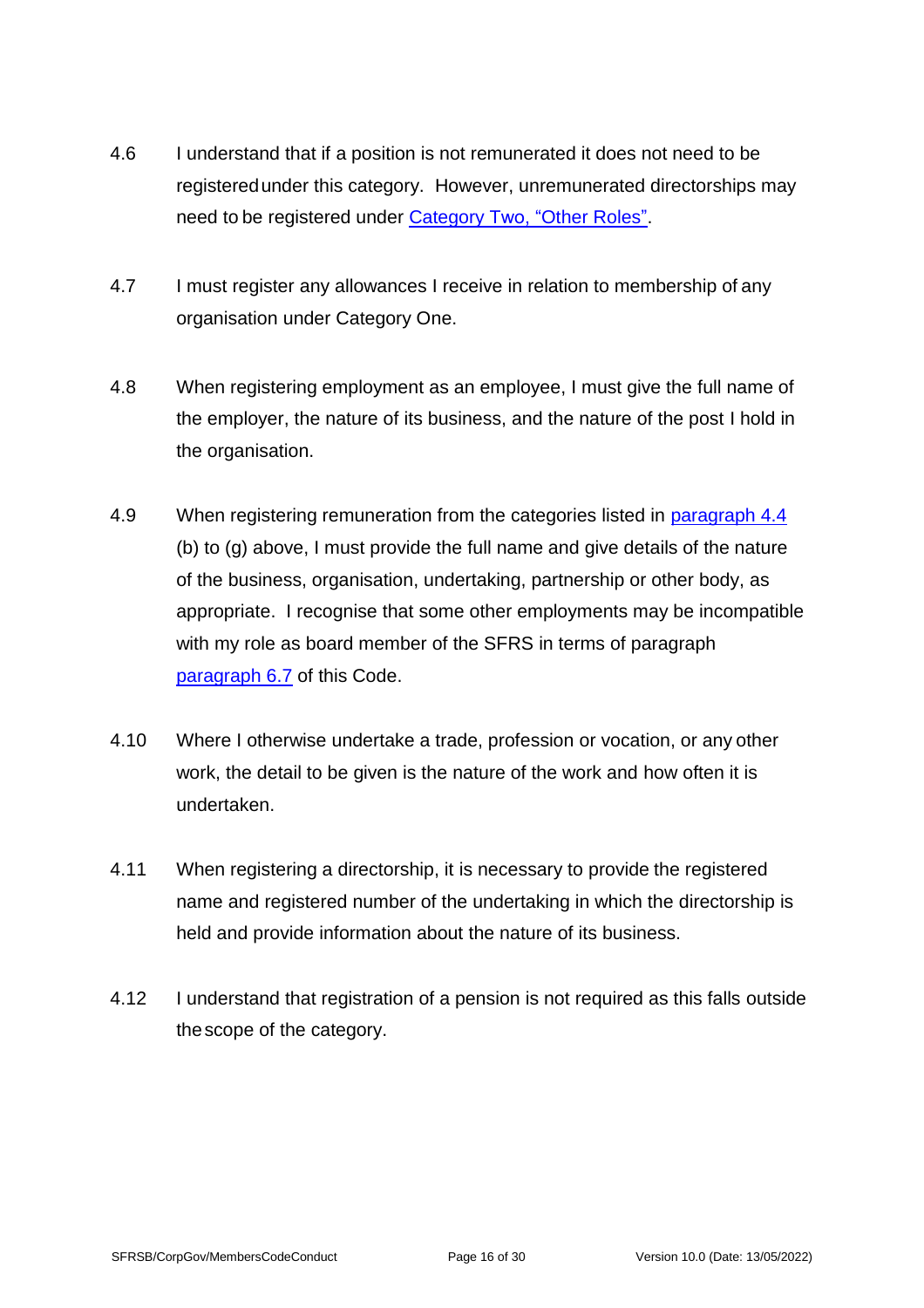4.6 I understand that if a position is not remunerated it does not need to be registered under this category. However, unremunerated directorships may need to be registered under Category Two, "Other Roles".

4.7 I must register any allowances I receive in relation to membership of any organisation under Category One.

4.8 When registering employment as an employee, I must give the full name of the employer, the nature of its business, and the nature of the post I hold in the organisation.

4.9 When registering remuneration from the categories listed in paragraph 4.4 (b) to (g) above, I must provide the full name and give details of the nature of the business, organisation, undertaking, partnership or other body, as appropriate. I recognise that some other employments may be incompatible with my role as board member of the SFRS in terms of paragraph paragraph 6.7 of this Code.

4.10 Where I otherwise undertake a trade, profession or vocation, or any other work, the detail to be given is the nature of the work and how often it is undertaken.

4.11 When registering a directorship, it is necessary to provide the registered name and registered number of the undertaking in which the directorship is held and provide information about the nature of its business.

4.12 I understand that registration of a pension is not required as this falls outside the scope of the category.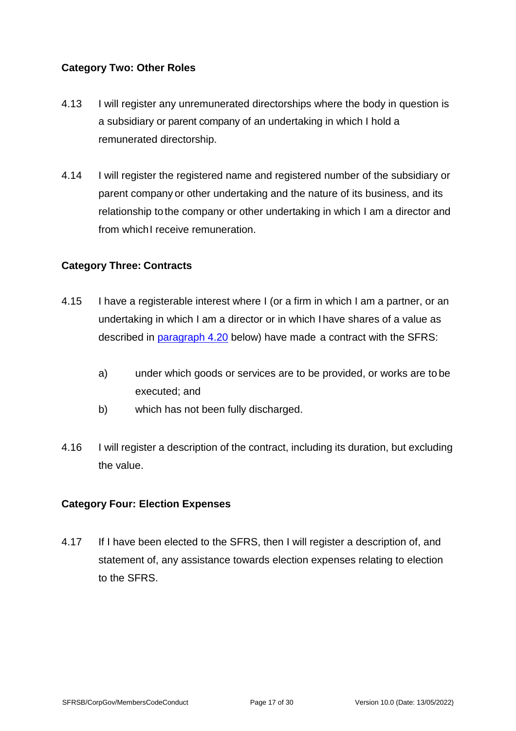### Category Two: Other Roles

4.13 I will register any unremunerated directorships where the body in question is a subsidiary or parent company of an undertaking in which I hold a remunerated directorship.

4.14 I will register the registered name and registered number of the subsidiary or parent company or other undertaking and the nature of its business, and its relationship to the company or other undertaking in which I am a director and from which I receive remuneration.

### Category Three: Contracts

4.15 I have a registerable interest where I (or a firm in which I am a partner, or an undertaking in which I am a director or in which I have shares of a value as described in paragraph 4.20 below) have made a contract with the SFRS:

a) under which goods or services are to be provided, or works are to be executed; and
b) which has not been fully discharged.

4.16 I will register a description of the contract, including its duration, but excluding the value.

### Category Four: Election Expenses

4.17 If I have been elected to the SFRS, then I will register a description of, and statement of, any assistance towards election expenses relating to election to the SFRS.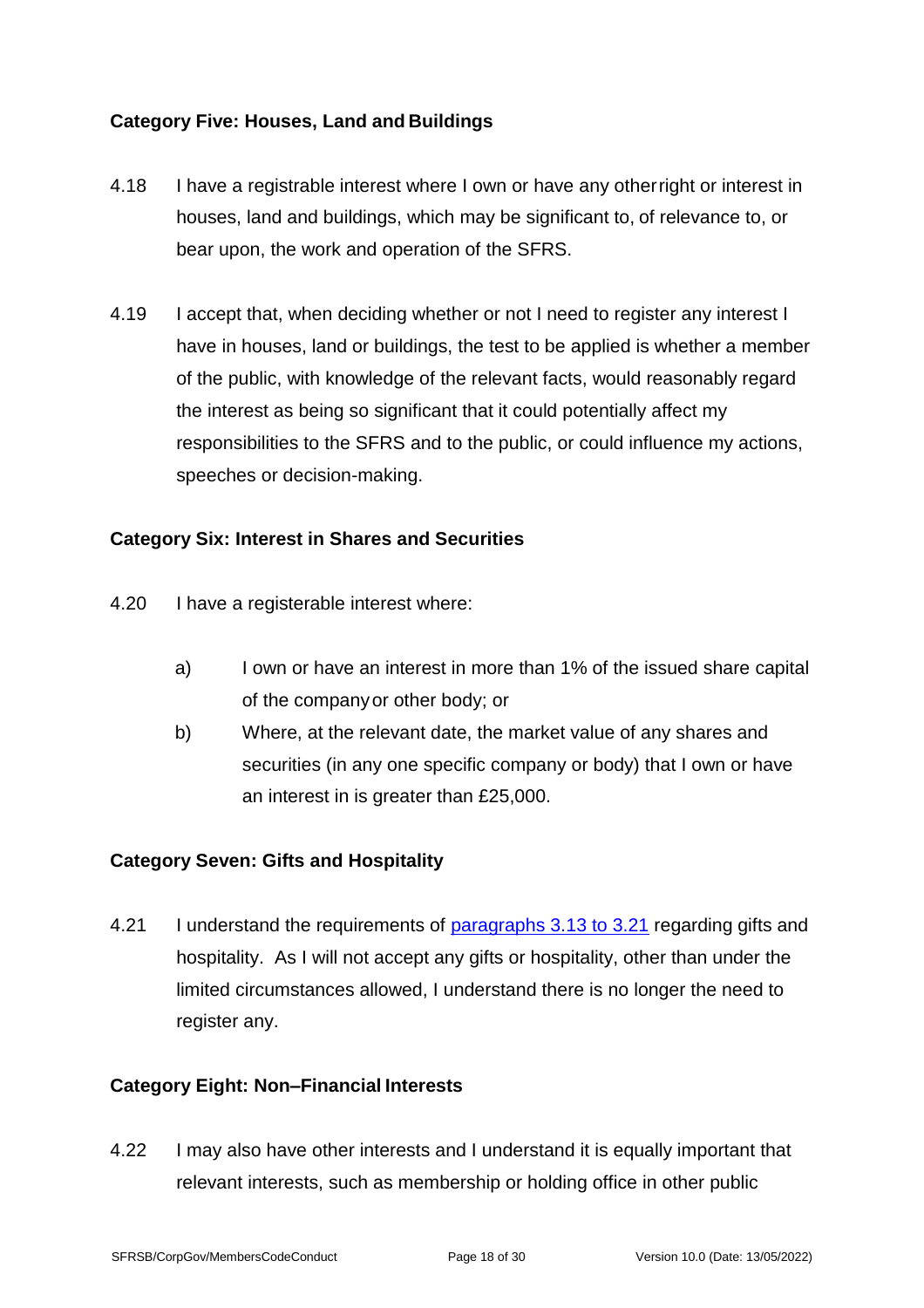**Category Five: Houses, Land and Buildings**

4.18 I have a registrable interest where I own or have any other right or interest in houses, land and buildings, which may be significant to, of relevance to, or bear upon, the work and operation of the SFRS.

4.19 I accept that, when deciding whether or not I need to register any interest I have in houses, land or buildings, the test to be applied is whether a member of the public, with knowledge of the relevant facts, would reasonably regard the interest as being so significant that it could potentially affect my responsibilities to the SFRS and to the public, or could influence my actions, speeches or decision-making.

**Category Six: Interest in Shares and Securities**

4.20 I have a registerable interest where:

a) I own or have an interest in more than 1% of the issued share capital of the company or other body; or

b) Where, at the relevant date, the market value of any shares and securities (in any one specific company or body) that I own or have an interest in is greater than £25,000.

**Category Seven: Gifts and Hospitality**

4.21 I understand the requirements of [paragraphs 3.13 to 3.21] regarding gifts and hospitality. As I will not accept any gifts or hospitality, other than under the limited circumstances allowed, I understand there is no longer the need to register any.

**Category Eight: Non–Financial Interests**

4.22 I may also have other interests and I understand it is equally important that relevant interests, such as membership or holding office in other public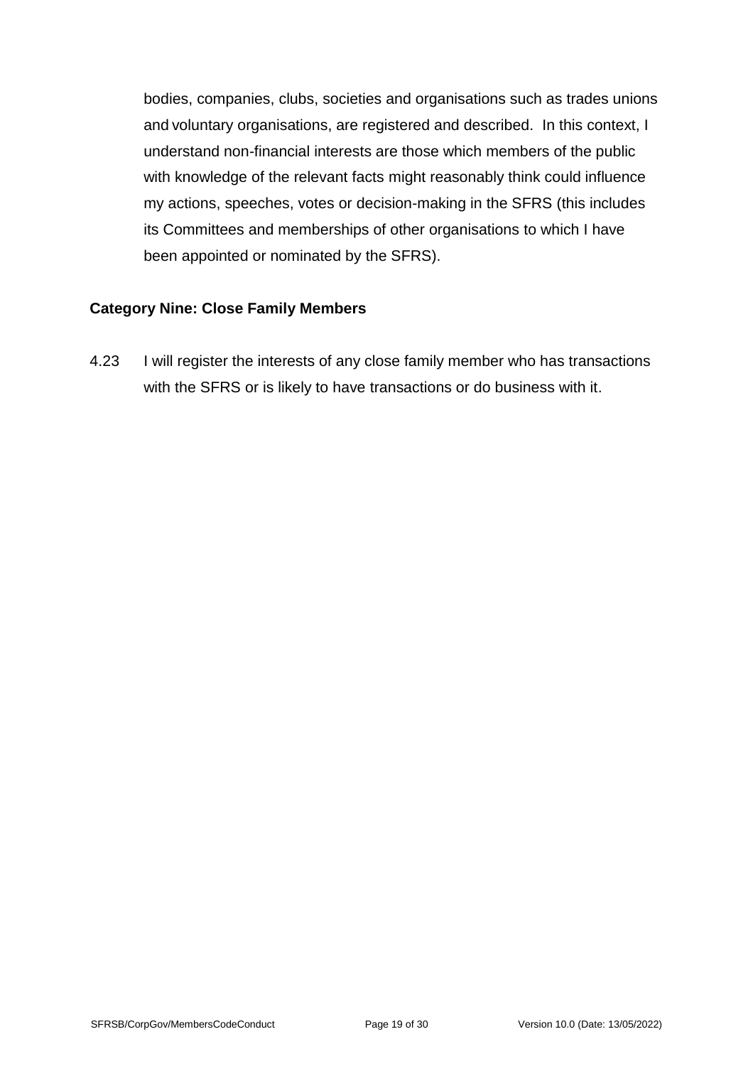bodies, companies, clubs, societies and organisations such as trades unions and voluntary organisations, are registered and described. In this context, I understand non-financial interests are those which members of the public with knowledge of the relevant facts might reasonably think could influence my actions, speeches, votes or decision-making in the SFRS (this includes its Committees and memberships of other organisations to which I have been appointed or nominated by the SFRS).

### Category Nine: Close Family Members

4.23 I will register the interests of any close family member who has transactions with the SFRS or is likely to have transactions or do business with it.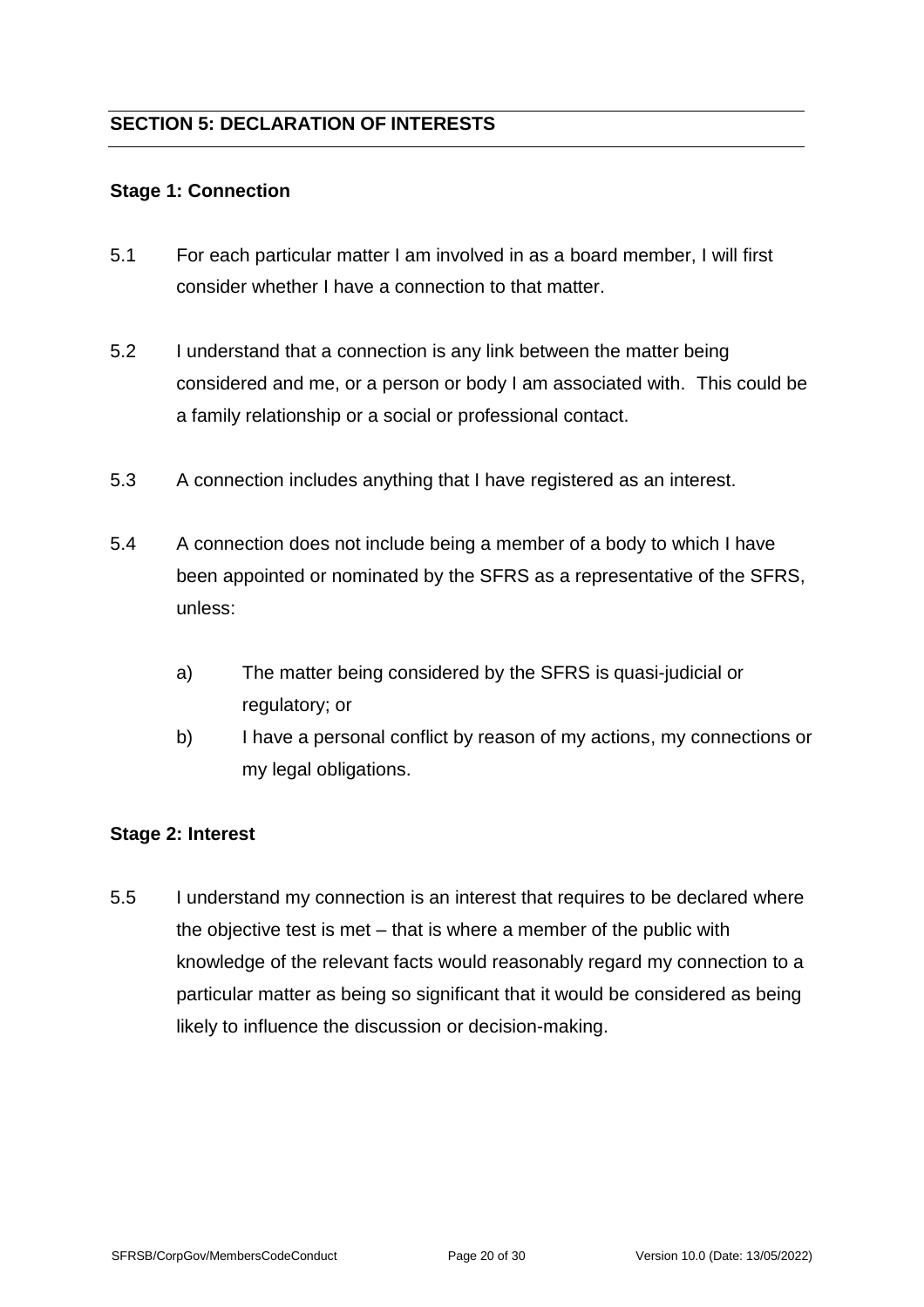## SECTION 5: DECLARATION OF INTERESTS

### Stage 1: Connection

5.1 For each particular matter I am involved in as a board member, I will first consider whether I have a connection to that matter.

5.2 I understand that a connection is any link between the matter being considered and me, or a person or body I am associated with. This could be a family relationship or a social or professional contact.

5.3 A connection includes anything that I have registered as an interest.

5.4 A connection does not include being a member of a body to which I have been appointed or nominated by the SFRS as a representative of the SFRS, unless:

- a) The matter being considered by the SFRS is quasi-judicial or regulatory; or
- b) I have a personal conflict by reason of my actions, my connections or my legal obligations.

### Stage 2: Interest

5.5 I understand my connection is an interest that requires to be declared where the objective test is met – that is where a member of the public with knowledge of the relevant facts would reasonably regard my connection to a particular matter as being so significant that it would be considered as being likely to influence the discussion or decision-making.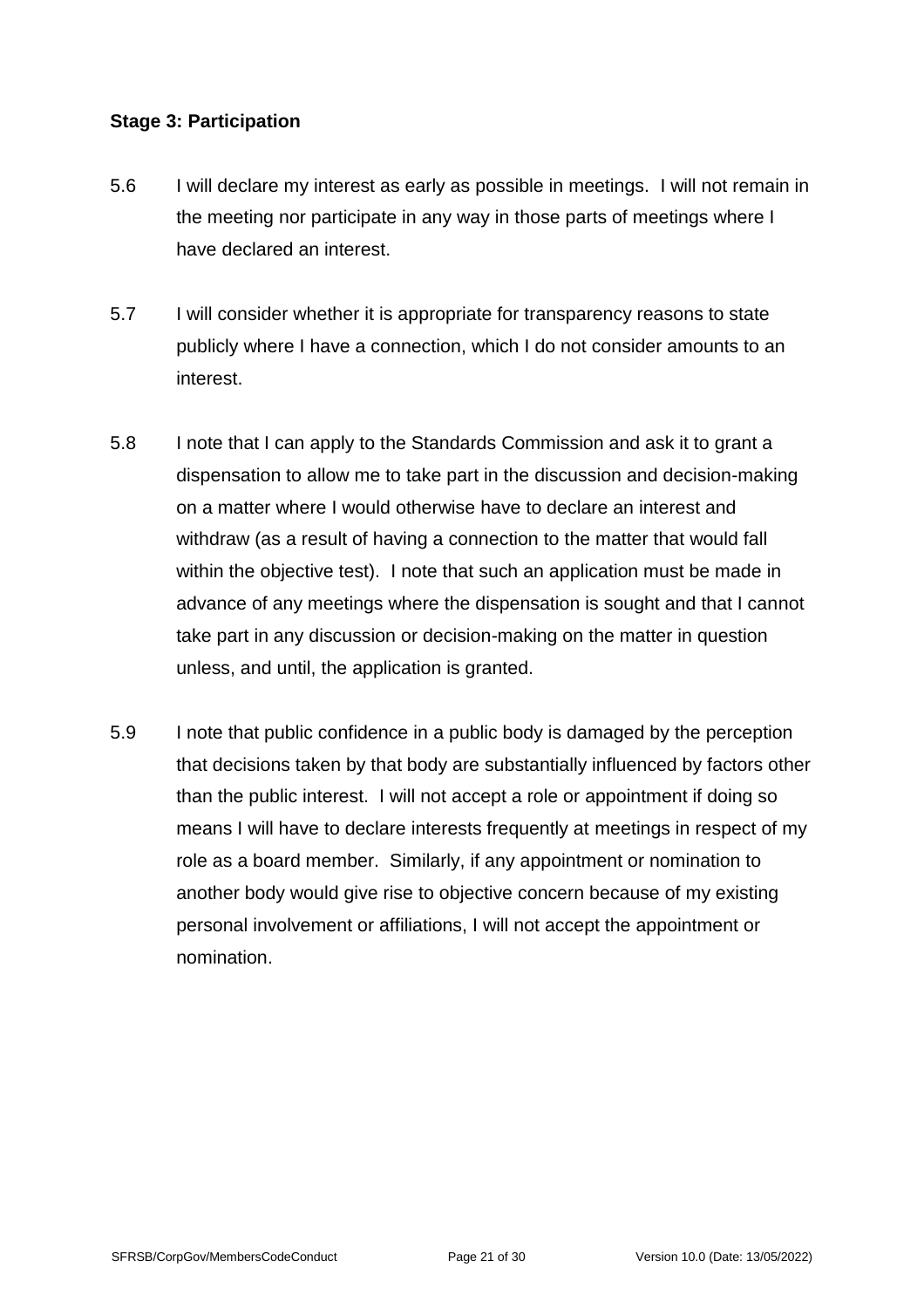**Stage 3: Participation**

5.6 I will declare my interest as early as possible in meetings. I will not remain in the meeting nor participate in any way in those parts of meetings where I have declared an interest.

5.7 I will consider whether it is appropriate for transparency reasons to state publicly where I have a connection, which I do not consider amounts to an interest.

5.8 I note that I can apply to the Standards Commission and ask it to grant a dispensation to allow me to take part in the discussion and decision-making on a matter where I would otherwise have to declare an interest and withdraw (as a result of having a connection to the matter that would fall within the objective test). I note that such an application must be made in advance of any meetings where the dispensation is sought and that I cannot take part in any discussion or decision-making on the matter in question unless, and until, the application is granted.

5.9 I note that public confidence in a public body is damaged by the perception that decisions taken by that body are substantially influenced by factors other than the public interest. I will not accept a role or appointment if doing so means I will have to declare interests frequently at meetings in respect of my role as a board member. Similarly, if any appointment or nomination to another body would give rise to objective concern because of my existing personal involvement or affiliations, I will not accept the appointment or nomination.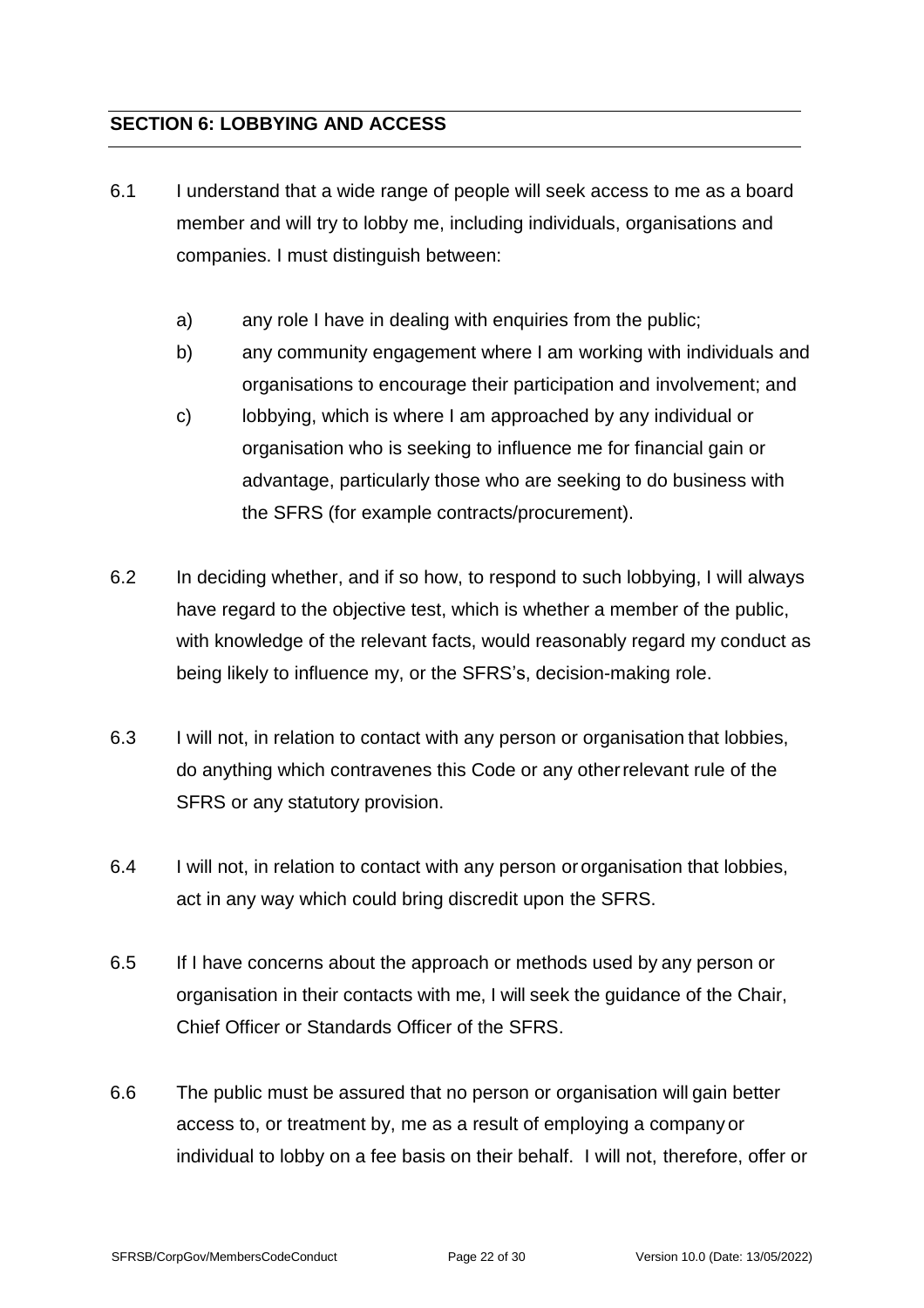## SECTION 6: LOBBYING AND ACCESS

6.1 I understand that a wide range of people will seek access to me as a board member and will try to lobby me, including individuals, organisations and companies. I must distinguish between:

a) any role I have in dealing with enquiries from the public;

b) any community engagement where I am working with individuals and organisations to encourage their participation and involvement; and

c) lobbying, which is where I am approached by any individual or organisation who is seeking to influence me for financial gain or advantage, particularly those who are seeking to do business with the SFRS (for example contracts/procurement).

6.2 In deciding whether, and if so how, to respond to such lobbying, I will always have regard to the objective test, which is whether a member of the public, with knowledge of the relevant facts, would reasonably regard my conduct as being likely to influence my, or the SFRS's, decision-making role.

6.3 I will not, in relation to contact with any person or organisation that lobbies, do anything which contravenes this Code or any other relevant rule of the SFRS or any statutory provision.

6.4 I will not, in relation to contact with any person or organisation that lobbies, act in any way which could bring discredit upon the SFRS.

6.5 If I have concerns about the approach or methods used by any person or organisation in their contacts with me, I will seek the guidance of the Chair, Chief Officer or Standards Officer of the SFRS.

6.6 The public must be assured that no person or organisation will gain better access to, or treatment by, me as a result of employing a company or individual to lobby on a fee basis on their behalf. I will not, therefore, offer or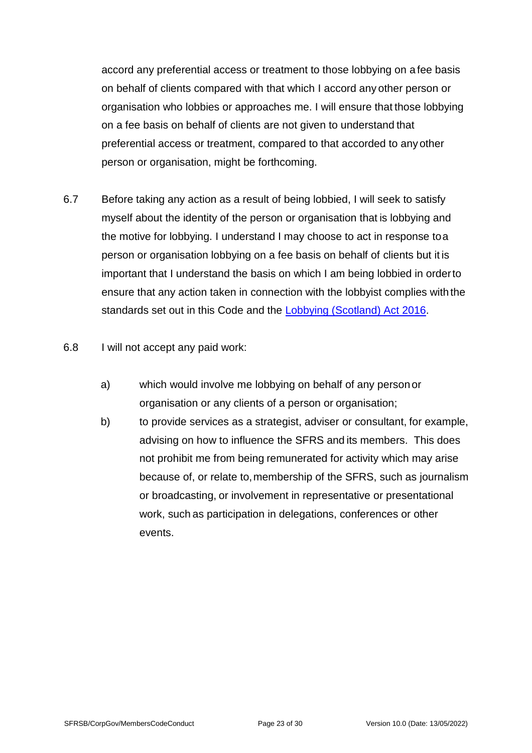accord any preferential access or treatment to those lobbying on a fee basis on behalf of clients compared with that which I accord any other person or organisation who lobbies or approaches me. I will ensure that those lobbying on a fee basis on behalf of clients are not given to understand that preferential access or treatment, compared to that accorded to any other person or organisation, might be forthcoming.

6.7 Before taking any action as a result of being lobbied, I will seek to satisfy myself about the identity of the person or organisation that is lobbying and the motive for lobbying. I understand I may choose to act in response to a person or organisation lobbying on a fee basis on behalf of clients but it is important that I understand the basis on which I am being lobbied in order to ensure that any action taken in connection with the lobbyist complies with the standards set out in this Code and the [Lobbying (Scotland) Act 2016](#).

6.8 I will not accept any paid work:

a) which would involve me lobbying on behalf of any person or organisation or any clients of a person or organisation;

b) to provide services as a strategist, adviser or consultant, for example, advising on how to influence the SFRS and its members. This does not prohibit me from being remunerated for activity which may arise because of, or relate to, membership of the SFRS, such as journalism or broadcasting, or involvement in representative or presentational work, such as participation in delegations, conferences or other events.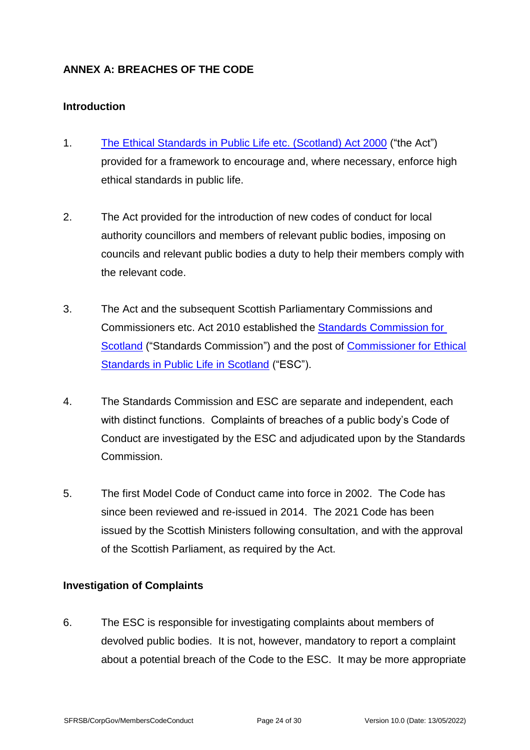## ANNEX A: BREACHES OF THE CODE

### Introduction

1. [The Ethical Standards in Public Life etc. (Scotland) Act 2000](#) ("the Act") provided for a framework to encourage and, where necessary, enforce high ethical standards in public life.

2. The Act provided for the introduction of new codes of conduct for local authority councillors and members of relevant public bodies, imposing on councils and relevant public bodies a duty to help their members comply with the relevant code.

3. The Act and the subsequent Scottish Parliamentary Commissions and Commissioners etc. Act 2010 established the [Standards Commission for Scotland](#) ("Standards Commission") and the post of [Commissioner for Ethical Standards in Public Life in Scotland](#) ("ESC").

4. The Standards Commission and ESC are separate and independent, each with distinct functions. Complaints of breaches of a public body's Code of Conduct are investigated by the ESC and adjudicated upon by the Standards Commission.

5. The first Model Code of Conduct came into force in 2002. The Code has since been reviewed and re-issued in 2014. The 2021 Code has been issued by the Scottish Ministers following consultation, and with the approval of the Scottish Parliament, as required by the Act.

### Investigation of Complaints

6. The ESC is responsible for investigating complaints about members of devolved public bodies. It is not, however, mandatory to report a complaint about a potential breach of the Code to the ESC. It may be more appropriate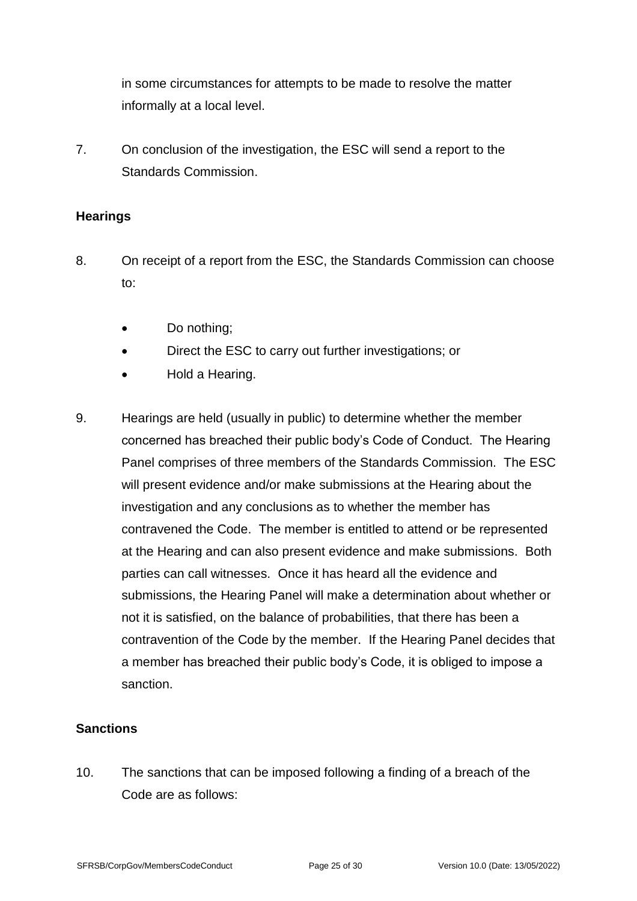in some circumstances for attempts to be made to resolve the matter informally at a local level.

7. On conclusion of the investigation, the ESC will send a report to the Standards Commission.

**Hearings**

8. On receipt of a report from the ESC, the Standards Commission can choose to:

- Do nothing;
- Direct the ESC to carry out further investigations; or
- Hold a Hearing.

9. Hearings are held (usually in public) to determine whether the member concerned has breached their public body's Code of Conduct. The Hearing Panel comprises of three members of the Standards Commission. The ESC will present evidence and/or make submissions at the Hearing about the investigation and any conclusions as to whether the member has contravened the Code. The member is entitled to attend or be represented at the Hearing and can also present evidence and make submissions. Both parties can call witnesses. Once it has heard all the evidence and submissions, the Hearing Panel will make a determination about whether or not it is satisfied, on the balance of probabilities, that there has been a contravention of the Code by the member. If the Hearing Panel decides that a member has breached their public body's Code, it is obliged to impose a sanction.

**Sanctions**

10. The sanctions that can be imposed following a finding of a breach of the Code are as follows: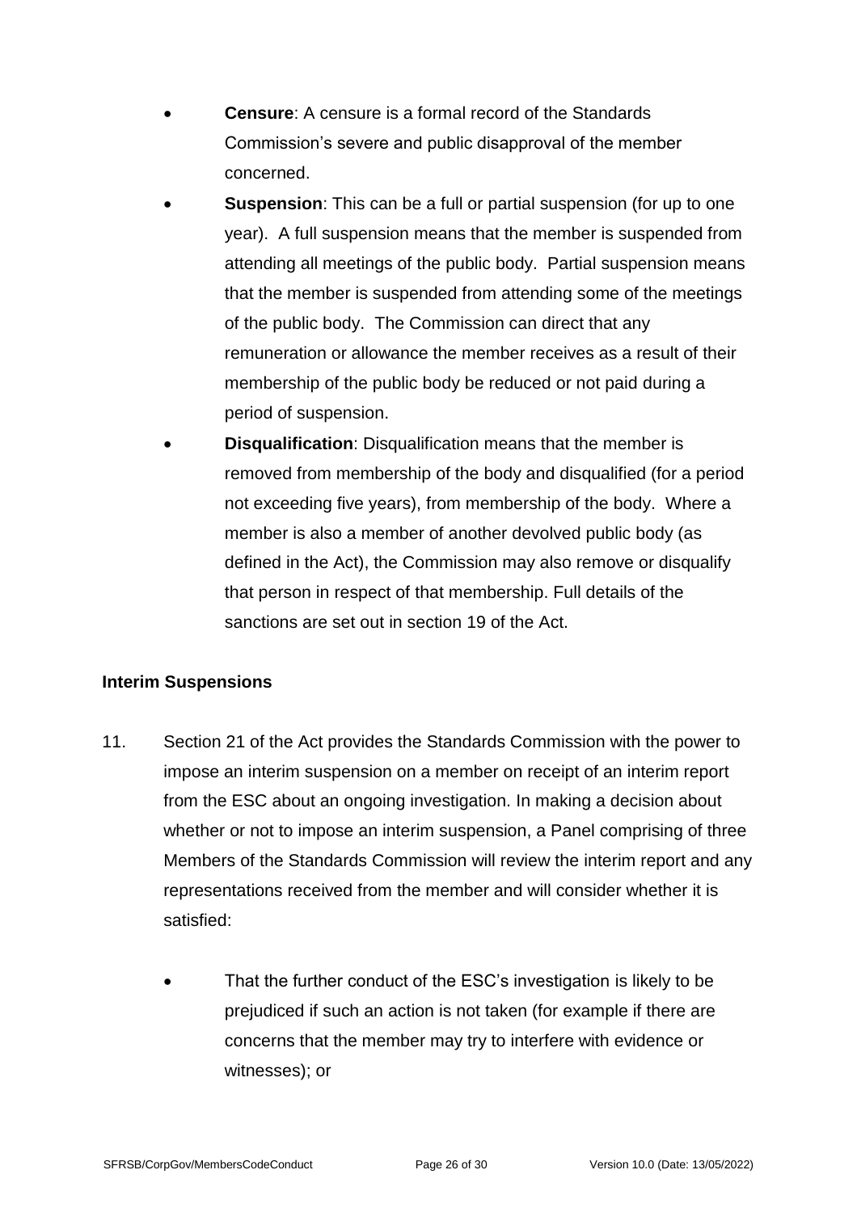- **Censure**: A censure is a formal record of the Standards Commission's severe and public disapproval of the member concerned.
- **Suspension**: This can be a full or partial suspension (for up to one year). A full suspension means that the member is suspended from attending all meetings of the public body. Partial suspension means that the member is suspended from attending some of the meetings of the public body. The Commission can direct that any remuneration or allowance the member receives as a result of their membership of the public body be reduced or not paid during a period of suspension.
- **Disqualification**: Disqualification means that the member is removed from membership of the body and disqualified (for a period not exceeding five years), from membership of the body. Where a member is also a member of another devolved public body (as defined in the Act), the Commission may also remove or disqualify that person in respect of that membership. Full details of the sanctions are set out in section 19 of the Act.

### Interim Suspensions

11. Section 21 of the Act provides the Standards Commission with the power to impose an interim suspension on a member on receipt of an interim report from the ESC about an ongoing investigation. In making a decision about whether or not to impose an interim suspension, a Panel comprising of three Members of the Standards Commission will review the interim report and any representations received from the member and will consider whether it is satisfied:

    - That the further conduct of the ESC's investigation is likely to be prejudiced if such an action is not taken (for example if there are concerns that the member may try to interfere with evidence or witnesses); or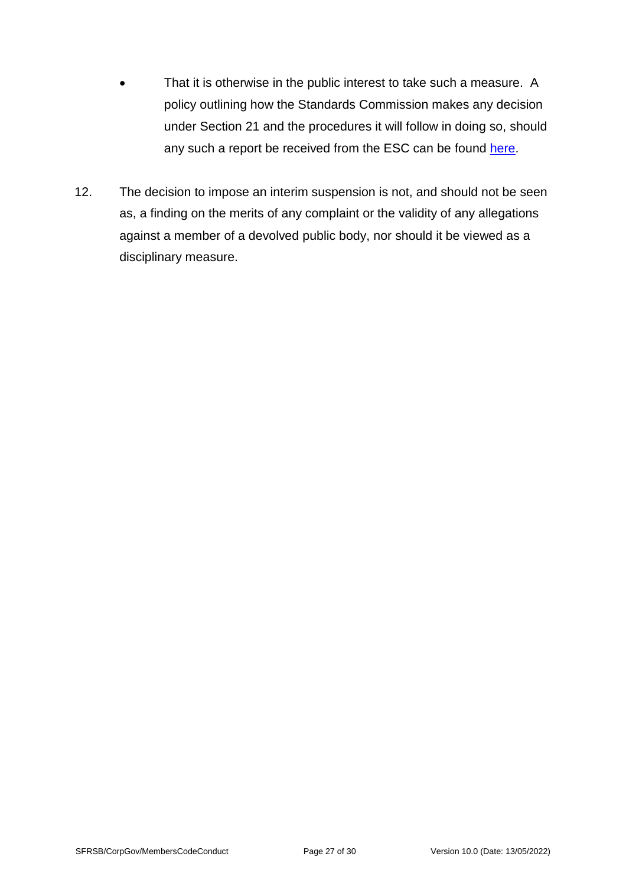- That it is otherwise in the public interest to take such a measure. A policy outlining how the Standards Commission makes any decision under Section 21 and the procedures it will follow in doing so, should any such a report be received from the ESC can be found here.

12. The decision to impose an interim suspension is not, and should not be seen as, a finding on the merits of any complaint or the validity of any allegations against a member of a devolved public body, nor should it be viewed as a disciplinary measure.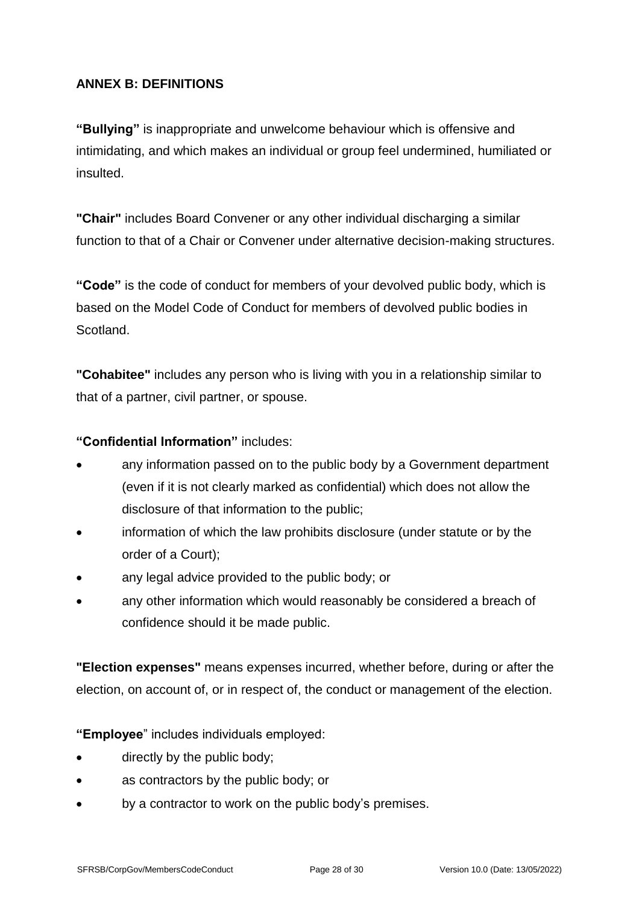## ANNEX B: DEFINITIONS

**"Bullying"** is inappropriate and unwelcome behaviour which is offensive and intimidating, and which makes an individual or group feel undermined, humiliated or insulted.

**"Chair"** includes Board Convener or any other individual discharging a similar function to that of a Chair or Convener under alternative decision-making structures.

**"Code"** is the code of conduct for members of your devolved public body, which is based on the Model Code of Conduct for members of devolved public bodies in Scotland.

**"Cohabitee"** includes any person who is living with you in a relationship similar to that of a partner, civil partner, or spouse.

**"Confidential Information"** includes:

- any information passed on to the public body by a Government department (even if it is not clearly marked as confidential) which does not allow the disclosure of that information to the public;
- information of which the law prohibits disclosure (under statute or by the order of a Court);
- any legal advice provided to the public body; or
- any other information which would reasonably be considered a breach of confidence should it be made public.

**"Election expenses"** means expenses incurred, whether before, during or after the election, on account of, or in respect of, the conduct or management of the election.

**"Employee"** includes individuals employed:

- directly by the public body;
- as contractors by the public body; or
- by a contractor to work on the public body's premises.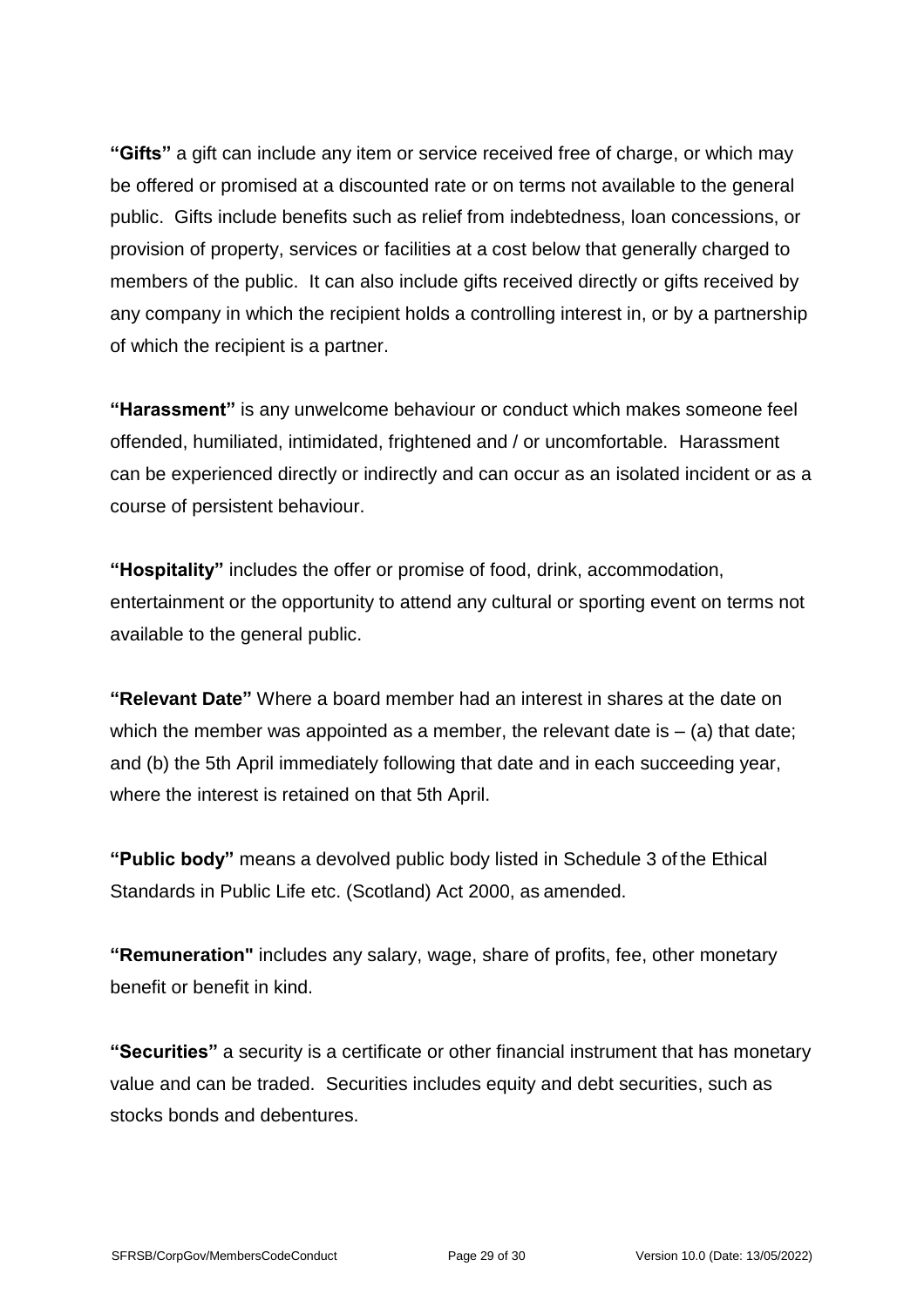**"Gifts"** a gift can include any item or service received free of charge, or which may be offered or promised at a discounted rate or on terms not available to the general public. Gifts include benefits such as relief from indebtedness, loan concessions, or provision of property, services or facilities at a cost below that generally charged to members of the public. It can also include gifts received directly or gifts received by any company in which the recipient holds a controlling interest in, or by a partnership of which the recipient is a partner.

**"Harassment"** is any unwelcome behaviour or conduct which makes someone feel offended, humiliated, intimidated, frightened and / or uncomfortable. Harassment can be experienced directly or indirectly and can occur as an isolated incident or as a course of persistent behaviour.

**"Hospitality"** includes the offer or promise of food, drink, accommodation, entertainment or the opportunity to attend any cultural or sporting event on terms not available to the general public.

**"Relevant Date"** Where a board member had an interest in shares at the date on which the member was appointed as a member, the relevant date is – (a) that date; and (b) the 5th April immediately following that date and in each succeeding year, where the interest is retained on that 5th April.

**"Public body"** means a devolved public body listed in Schedule 3 of the Ethical Standards in Public Life etc. (Scotland) Act 2000, as amended.

**"Remuneration"** includes any salary, wage, share of profits, fee, other monetary benefit or benefit in kind.

**"Securities"** a security is a certificate or other financial instrument that has monetary value and can be traded. Securities includes equity and debt securities, such as stocks bonds and debentures.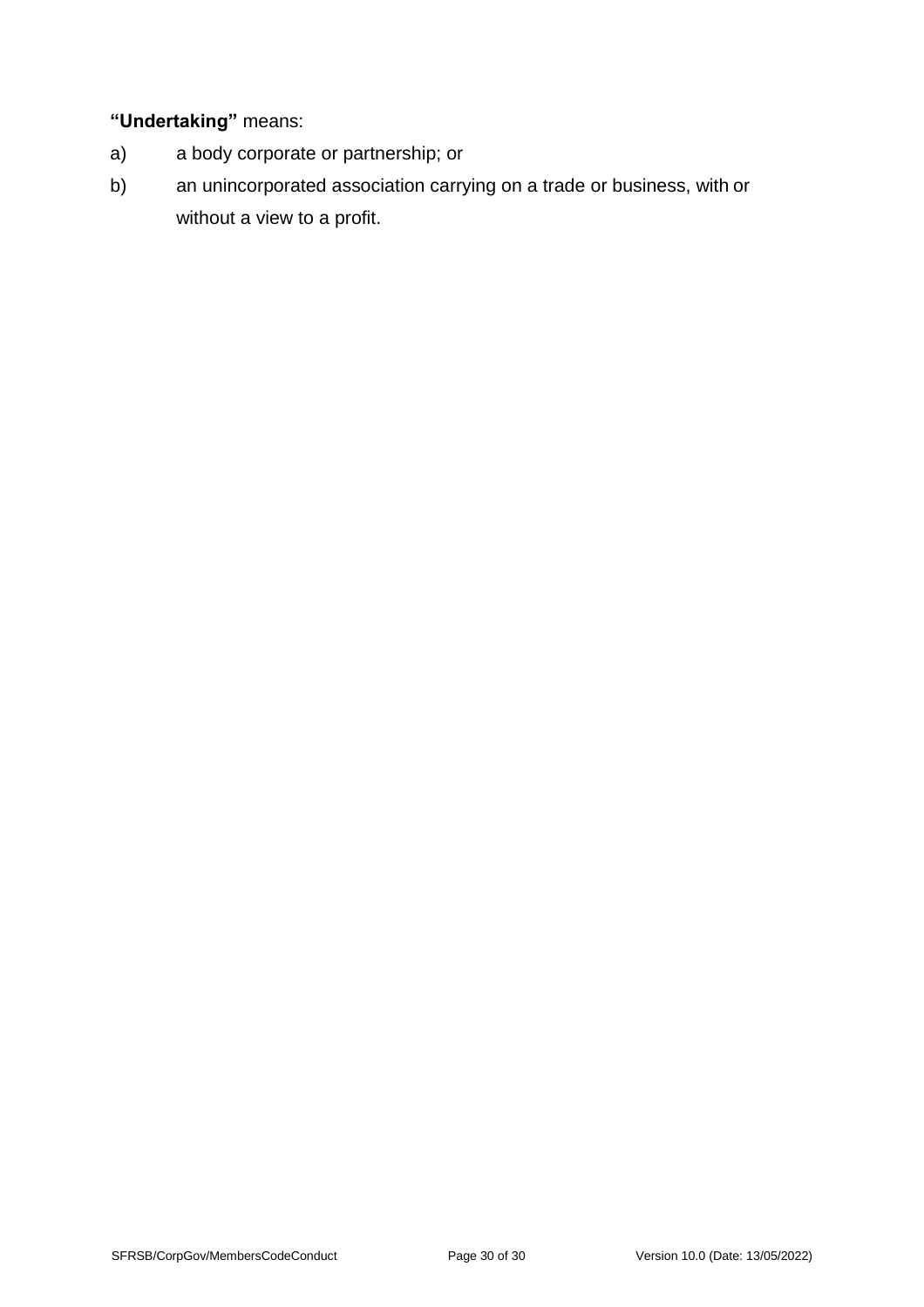**"Undertaking"** means:

a) a body corporate or partnership; or

b) an unincorporated association carrying on a trade or business, with or without a view to a profit.